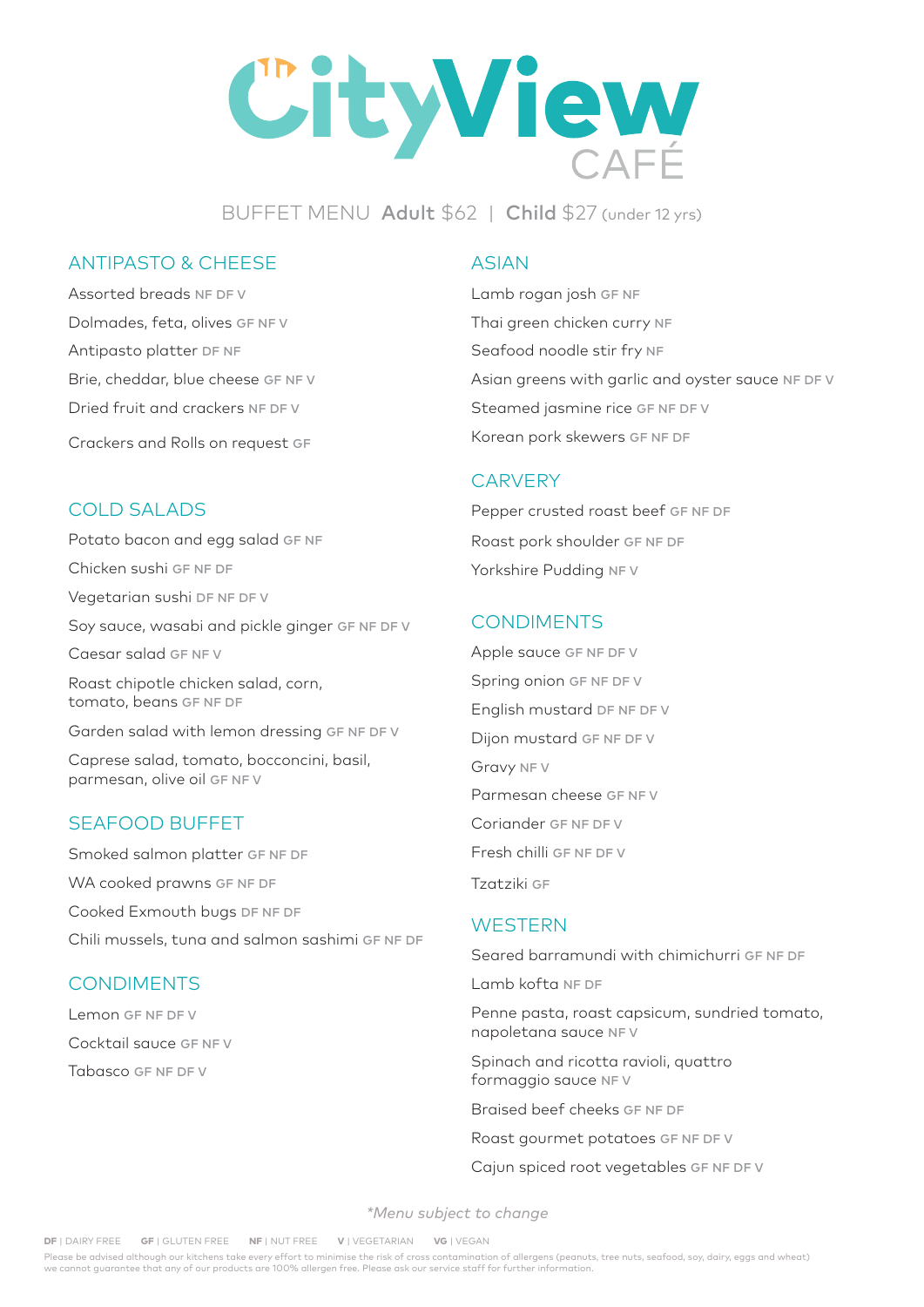# CityView CAFÉ

BUFFET MENU **Adult** $62 | **Child** $27 (under 12 yrs)

## ANTIPASTO & CHEESE

Assorted breads NF DF V

Dolmades, feta, olives GF NF V

Antipasto platter DF NF

Brie, cheddar, blue cheese GF NF V

Dried fruit and crackers NF DF V

Crackers and Rolls on request GF

## COLD SALADS

Potato bacon and egg salad GF NF

Chicken sushi GF NF DF

Vegetarian sushi DF NF DF V

Soy sauce, wasabi and pickle ginger GF NF DF V

Caesar salad GF NF V

Roast chipotle chicken salad, corn, tomato, beans GF NF DF

Garden salad with lemon dressing GF NF DF V

Caprese salad, tomato, bocconcini, basil, parmesan, olive oil GF NF V

## SEAFOOD BUFFET

Smoked salmon platter GF NF DF

WA cooked prawns GF NF DF

Cooked Exmouth bugs DF NF DF

Chili mussels, tuna and salmon sashimi GF NF DF

## CONDIMENTS

Lemon GF NF DF V

Cocktail sauce GF NF V

Tabasco GF NF DF V

## ASIAN

Lamb rogan josh GF NF

Thai green chicken curry NF

Seafood noodle stir fry NF

Asian greens with garlic and oyster sauce NF DF V

Steamed jasmine rice GF NF DF V

Korean pork skewers GF NF DF

## CARVERY

Pepper crusted roast beef GF NF DF

Roast pork shoulder GF NF DF

Yorkshire Pudding NF V

## CONDIMENTS

Apple sauce GF NF DF V

Spring onion GF NF DF V

English mustard DF NF DF V

Dijon mustard GF NF DF V

Gravy NF V

Parmesan cheese GF NF V

Coriander GF NF DF V

Fresh chilli GF NF DF V

Tzatziki GF

## WESTERN

Seared barramundi with chimichurri GF NF DF

Lamb kofta NF DF

Penne pasta, roast capsicum, sundried tomato, napoletana sauce NF V

Spinach and ricotta ravioli, quattro formaggio sauce NF V

Braised beef cheeks GF NF DF

Roast gourmet potatoes GF NF DF V

Cajun spiced root vegetables GF NF DF V

*Menu subject to change

**DF** | DAIRY FREE **GF** | GLUTEN FREE **NF** | NUT FREE **V** | VEGETARIAN **VG** | VEGAN

Please be advised although our kitchens take every effort to minimise the risk of cross contamination of allergens (peanuts, tree nuts, seafood, soy, dairy, eggs and wheat) we cannot guarantee that any of our products are 100% allergen free. Please ask our service staff for further information.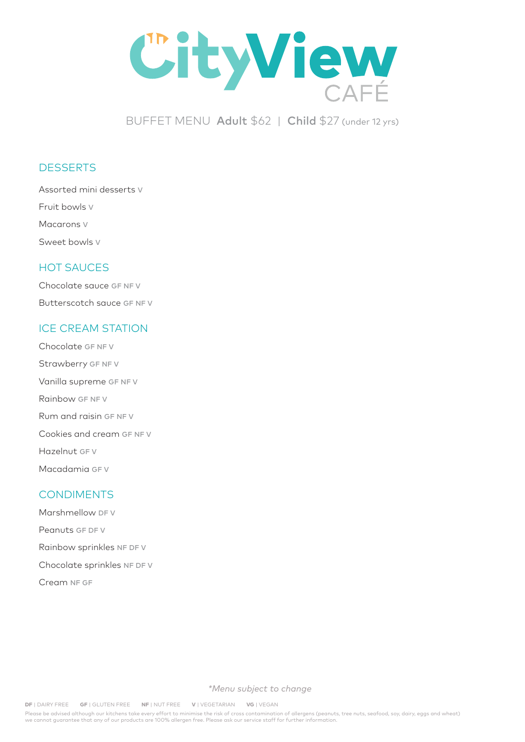# CityView CAFÉ

BUFFET MENU **Adult** $62 | **Child** $27 (under 12 yrs)

## DESSERTS

Assorted mini desserts V

Fruit bowls V

Macarons V

Sweet bowls V

## HOT SAUCES

Chocolate sauce GF NF V

Butterscotch sauce GF NF V

## ICE CREAM STATION

Chocolate GF NF V

Strawberry GF NF V

Vanilla supreme GF NF V

Rainbow GF NF V

Rum and raisin GF NF V

Cookies and cream GF NF V

Hazelnut GF V

Macadamia GF V

## CONDIMENTS

Marshmellow DF V

Peanuts GF DF V

Rainbow sprinkles NF DF V

Chocolate sprinkles NF DF V

Cream NF GF

*\*Menu subject to change*

**DF** | DAIRY FREE **GF** | GLUTEN FREE **NF** | NUT FREE **V** | VEGETARIAN **VG** | VEGAN

Please be advised although our kitchens take every effort to minimise the risk of cross contamination of allergens (peanuts, tree nuts, seafood, soy, dairy, eggs and wheat) we cannot guarantee that any of our products are 100% allergen free. Please ask our service staff for further information.